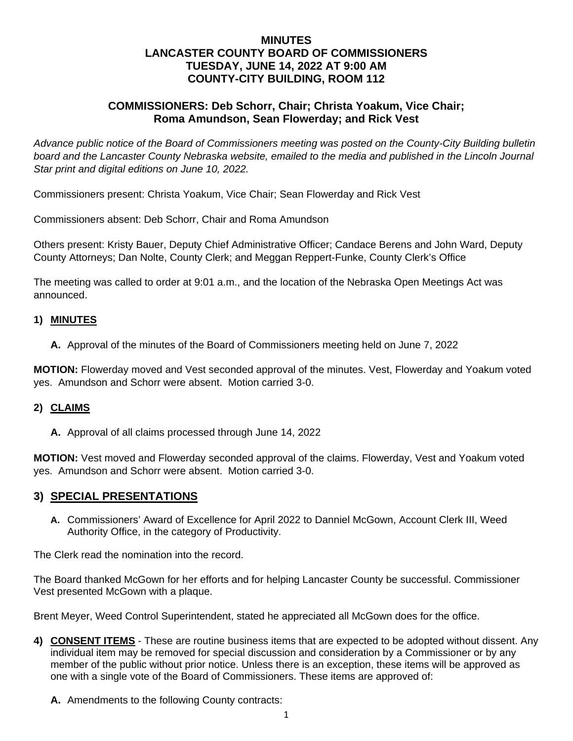# MINUTES
# LANCASTER COUNTY BOARD OF COMMISSIONERS
# TUESDAY, JUNE 14, 2022 AT 9:00 AM
# COUNTY-CITY BUILDING, ROOM 112

## COMMISSIONERS: Deb Schorr, Chair; Christa Yoakum, Vice Chair; Roma Amundson, Sean Flowerday; and Rick Vest

*Advance public notice of the Board of Commissioners meeting was posted on the County-City Building bulletin board and the Lancaster County Nebraska website, emailed to the media and published in the Lincoln Journal Star print and digital editions on June 10, 2022.*

Commissioners present: Christa Yoakum, Vice Chair; Sean Flowerday and Rick Vest

Commissioners absent: Deb Schorr, Chair and Roma Amundson

Others present: Kristy Bauer, Deputy Chief Administrative Officer; Candace Berens and John Ward, Deputy County Attorneys; Dan Nolte, County Clerk; and Meggan Reppert-Funke, County Clerk's Office

The meeting was called to order at 9:01 a.m., and the location of the Nebraska Open Meetings Act was announced.

### 1) MINUTES

**A.** Approval of the minutes of the Board of Commissioners meeting held on June 7, 2022

**MOTION:** Flowerday moved and Vest seconded approval of the minutes. Vest, Flowerday and Yoakum voted yes. Amundson and Schorr were absent. Motion carried 3-0.

### 2) CLAIMS

**A.** Approval of all claims processed through June 14, 2022

**MOTION:** Vest moved and Flowerday seconded approval of the claims. Flowerday, Vest and Yoakum voted yes. Amundson and Schorr were absent. Motion carried 3-0.

## 3) SPECIAL PRESENTATIONS

**A.** Commissioners' Award of Excellence for April 2022 to Danniel McGown, Account Clerk III, Weed Authority Office, in the category of Productivity.

The Clerk read the nomination into the record.

The Board thanked McGown for her efforts and for helping Lancaster County be successful. Commissioner Vest presented McGown with a plaque.

Brent Meyer, Weed Control Superintendent, stated he appreciated all McGown does for the office.

**4) CONSENT ITEMS** - These are routine business items that are expected to be adopted without dissent. Any individual item may be removed for special discussion and consideration by a Commissioner or by any member of the public without prior notice. Unless there is an exception, these items will be approved as one with a single vote of the Board of Commissioners. These items are approved of:

**A.** Amendments to the following County contracts: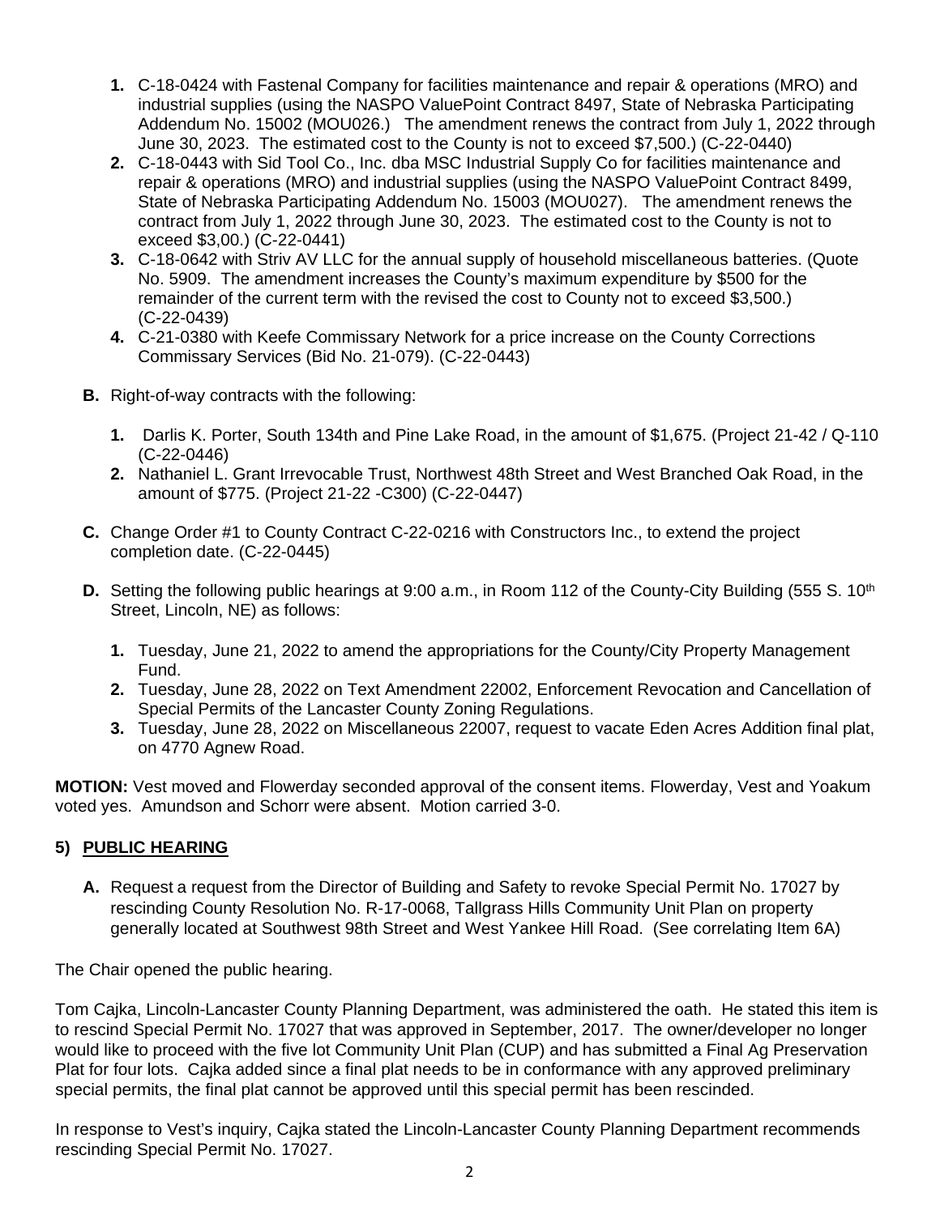1. C-18-0424 with Fastenal Company for facilities maintenance and repair & operations (MRO) and industrial supplies (using the NASPO ValuePoint Contract 8497, State of Nebraska Participating Addendum No. 15002 (MOU026.)  The amendment renews the contract from July 1, 2022 through June 30, 2023. The estimated cost to the County is not to exceed $7,500.) (C-22-0440)
2. C-18-0443 with Sid Tool Co., Inc. dba MSC Industrial Supply Co for facilities maintenance and repair & operations (MRO) and industrial supplies (using the NASPO ValuePoint Contract 8499, State of Nebraska Participating Addendum No. 15003 (MOU027).  The amendment renews the contract from July 1, 2022 through June 30, 2023. The estimated cost to the County is not to exceed $3,00.) (C-22-0441)
3. C-18-0642 with Striv AV LLC for the annual supply of household miscellaneous batteries. (Quote No. 5909. The amendment increases the County's maximum expenditure by $500 for the remainder of the current term with the revised the cost to County not to exceed $3,500.) (C-22-0439)
4. C-21-0380 with Keefe Commissary Network for a price increase on the County Corrections Commissary Services (Bid No. 21-079). (C-22-0443)

**B.** Right-of-way contracts with the following:

1. Darlis K. Porter, South 134th and Pine Lake Road, in the amount of $1,675. (Project 21-42 / Q-110 (C-22-0446)
2. Nathaniel L. Grant Irrevocable Trust, Northwest 48th Street and West Branched Oak Road, in the amount of $775. (Project 21-22 -C300) (C-22-0447)

**C.** Change Order #1 to County Contract C-22-0216 with Constructors Inc., to extend the project completion date. (C-22-0445)

**D.** Setting the following public hearings at 9:00 a.m., in Room 112 of the County-City Building (555 S. 10th Street, Lincoln, NE) as follows:

1. Tuesday, June 21, 2022 to amend the appropriations for the County/City Property Management Fund.
2. Tuesday, June 28, 2022 on Text Amendment 22002, Enforcement Revocation and Cancellation of Special Permits of the Lancaster County Zoning Regulations.
3. Tuesday, June 28, 2022 on Miscellaneous 22007, request to vacate Eden Acres Addition final plat, on 4770 Agnew Road.

**MOTION:** Vest moved and Flowerday seconded approval of the consent items. Flowerday, Vest and Yoakum voted yes. Amundson and Schorr were absent. Motion carried 3-0.

## 5) PUBLIC HEARING

**A.** Request a request from the Director of Building and Safety to revoke Special Permit No. 17027 by rescinding County Resolution No. R-17-0068, Tallgrass Hills Community Unit Plan on property generally located at Southwest 98th Street and West Yankee Hill Road. (See correlating Item 6A)

The Chair opened the public hearing.

Tom Cajka, Lincoln-Lancaster County Planning Department, was administered the oath. He stated this item is to rescind Special Permit No. 17027 that was approved in September, 2017. The owner/developer no longer would like to proceed with the five lot Community Unit Plan (CUP) and has submitted a Final Ag Preservation Plat for four lots. Cajka added since a final plat needs to be in conformance with any approved preliminary special permits, the final plat cannot be approved until this special permit has been rescinded.

In response to Vest's inquiry, Cajka stated the Lincoln-Lancaster County Planning Department recommends rescinding Special Permit No. 17027.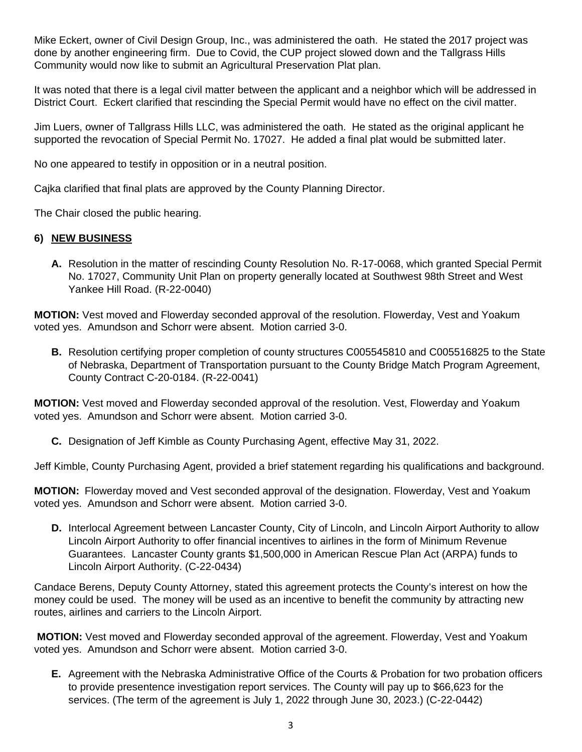Mike Eckert, owner of Civil Design Group, Inc., was administered the oath. He stated the 2017 project was done by another engineering firm. Due to Covid, the CUP project slowed down and the Tallgrass Hills Community would now like to submit an Agricultural Preservation Plat plan.

It was noted that there is a legal civil matter between the applicant and a neighbor which will be addressed in District Court. Eckert clarified that rescinding the Special Permit would have no effect on the civil matter.

Jim Luers, owner of Tallgrass Hills LLC, was administered the oath. He stated as the original applicant he supported the revocation of Special Permit No. 17027. He added a final plat would be submitted later.

No one appeared to testify in opposition or in a neutral position.

Cajka clarified that final plats are approved by the County Planning Director.

The Chair closed the public hearing.

## 6) NEW BUSINESS

**A.** Resolution in the matter of rescinding County Resolution No. R-17-0068, which granted Special Permit No. 17027, Community Unit Plan on property generally located at Southwest 98th Street and West Yankee Hill Road. (R-22-0040)

**MOTION:** Vest moved and Flowerday seconded approval of the resolution. Flowerday, Vest and Yoakum voted yes. Amundson and Schorr were absent. Motion carried 3-0.

**B.** Resolution certifying proper completion of county structures C005545810 and C005516825 to the State of Nebraska, Department of Transportation pursuant to the County Bridge Match Program Agreement, County Contract C-20-0184. (R-22-0041)

**MOTION:** Vest moved and Flowerday seconded approval of the resolution. Vest, Flowerday and Yoakum voted yes. Amundson and Schorr were absent. Motion carried 3-0.

**C.** Designation of Jeff Kimble as County Purchasing Agent, effective May 31, 2022.

Jeff Kimble, County Purchasing Agent, provided a brief statement regarding his qualifications and background.

**MOTION:** Flowerday moved and Vest seconded approval of the designation. Flowerday, Vest and Yoakum voted yes. Amundson and Schorr were absent. Motion carried 3-0.

**D.** Interlocal Agreement between Lancaster County, City of Lincoln, and Lincoln Airport Authority to allow Lincoln Airport Authority to offer financial incentives to airlines in the form of Minimum Revenue Guarantees. Lancaster County grants $1,500,000 in American Rescue Plan Act (ARPA) funds to Lincoln Airport Authority. (C-22-0434)

Candace Berens, Deputy County Attorney, stated this agreement protects the County's interest on how the money could be used. The money will be used as an incentive to benefit the community by attracting new routes, airlines and carriers to the Lincoln Airport.

**MOTION:** Vest moved and Flowerday seconded approval of the agreement. Flowerday, Vest and Yoakum voted yes. Amundson and Schorr were absent. Motion carried 3-0.

**E.** Agreement with the Nebraska Administrative Office of the Courts & Probation for two probation officers to provide presentence investigation report services. The County will pay up to $66,623 for the services. (The term of the agreement is July 1, 2022 through June 30, 2023.) (C-22-0442)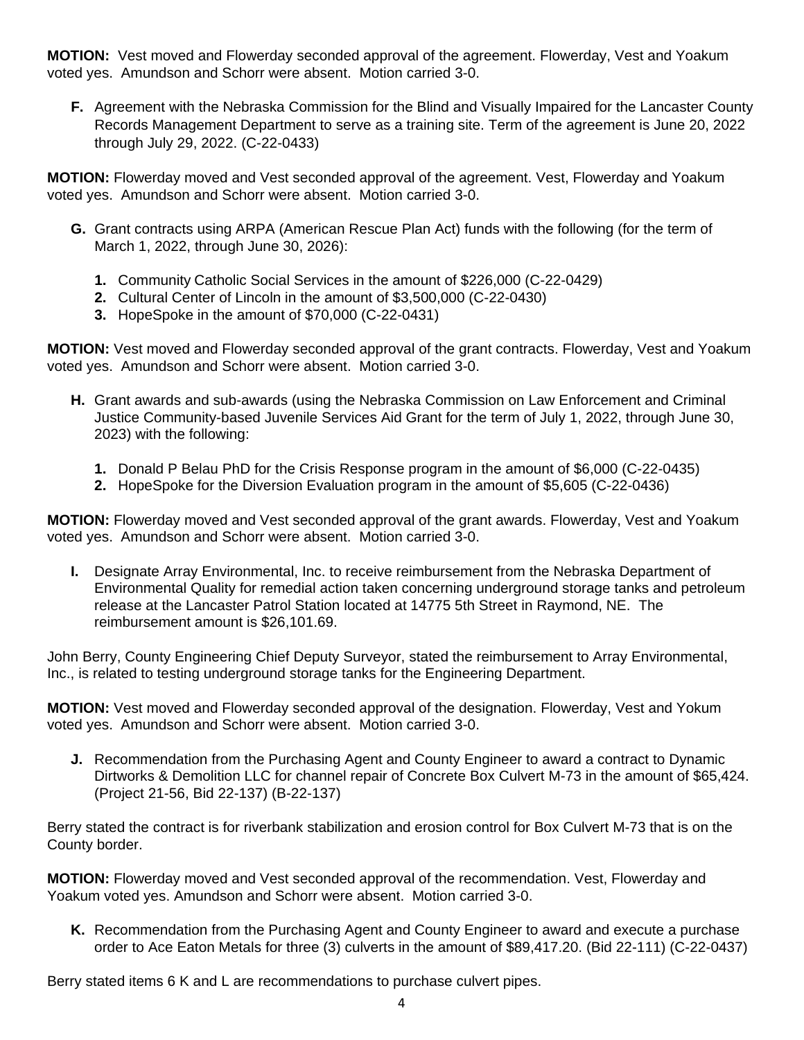**MOTION:** Vest moved and Flowerday seconded approval of the agreement. Flowerday, Vest and Yoakum voted yes. Amundson and Schorr were absent. Motion carried 3-0.

**F.** Agreement with the Nebraska Commission for the Blind and Visually Impaired for the Lancaster County Records Management Department to serve as a training site. Term of the agreement is June 20, 2022 through July 29, 2022. (C-22-0433)

**MOTION:** Flowerday moved and Vest seconded approval of the agreement. Vest, Flowerday and Yoakum voted yes. Amundson and Schorr were absent. Motion carried 3-0.

**G.** Grant contracts using ARPA (American Rescue Plan Act) funds with the following (for the term of March 1, 2022, through June 30, 2026):

1. Community Catholic Social Services in the amount of $226,000 (C-22-0429)
2. Cultural Center of Lincoln in the amount of $3,500,000 (C-22-0430)
3. HopeSpoke in the amount of $70,000 (C-22-0431)

**MOTION:** Vest moved and Flowerday seconded approval of the grant contracts. Flowerday, Vest and Yoakum voted yes. Amundson and Schorr were absent. Motion carried 3-0.

**H.** Grant awards and sub-awards (using the Nebraska Commission on Law Enforcement and Criminal Justice Community-based Juvenile Services Aid Grant for the term of July 1, 2022, through June 30, 2023) with the following:

1. Donald P Belau PhD for the Crisis Response program in the amount of $6,000 (C-22-0435)
2. HopeSpoke for the Diversion Evaluation program in the amount of $5,605 (C-22-0436)

**MOTION:** Flowerday moved and Vest seconded approval of the grant awards. Flowerday, Vest and Yoakum voted yes. Amundson and Schorr were absent. Motion carried 3-0.

**I.** Designate Array Environmental, Inc. to receive reimbursement from the Nebraska Department of Environmental Quality for remedial action taken concerning underground storage tanks and petroleum release at the Lancaster Patrol Station located at 14775 5th Street in Raymond, NE. The reimbursement amount is $26,101.69.

John Berry, County Engineering Chief Deputy Surveyor, stated the reimbursement to Array Environmental, Inc., is related to testing underground storage tanks for the Engineering Department.

**MOTION:** Vest moved and Flowerday seconded approval of the designation. Flowerday, Vest and Yokum voted yes. Amundson and Schorr were absent. Motion carried 3-0.

**J.** Recommendation from the Purchasing Agent and County Engineer to award a contract to Dynamic Dirtworks & Demolition LLC for channel repair of Concrete Box Culvert M-73 in the amount of $65,424. (Project 21-56, Bid 22-137) (B-22-137)

Berry stated the contract is for riverbank stabilization and erosion control for Box Culvert M-73 that is on the County border.

**MOTION:** Flowerday moved and Vest seconded approval of the recommendation. Vest, Flowerday and Yoakum voted yes. Amundson and Schorr were absent. Motion carried 3-0.

**K.** Recommendation from the Purchasing Agent and County Engineer to award and execute a purchase order to Ace Eaton Metals for three (3) culverts in the amount of $89,417.20. (Bid 22-111) (C-22-0437)

Berry stated items 6 K and L are recommendations to purchase culvert pipes.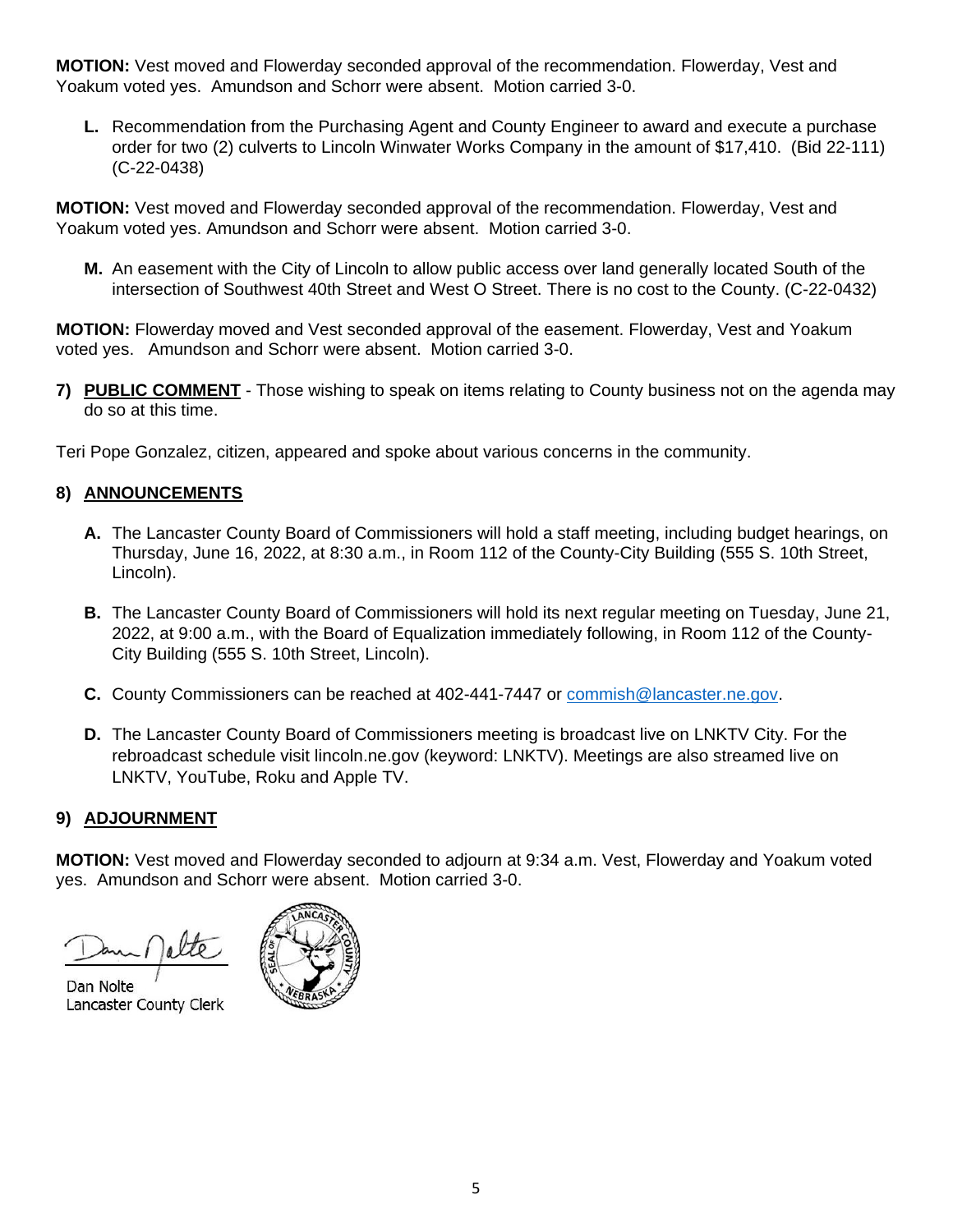**MOTION:** Vest moved and Flowerday seconded approval of the recommendation. Flowerday, Vest and Yoakum voted yes. Amundson and Schorr were absent. Motion carried 3-0.

**L.** Recommendation from the Purchasing Agent and County Engineer to award and execute a purchase order for two (2) culverts to Lincoln Winwater Works Company in the amount of $17,410. (Bid 22-111) (C-22-0438)

**MOTION:** Vest moved and Flowerday seconded approval of the recommendation. Flowerday, Vest and Yoakum voted yes. Amundson and Schorr were absent. Motion carried 3-0.

**M.** An easement with the City of Lincoln to allow public access over land generally located South of the intersection of Southwest 40th Street and West O Street. There is no cost to the County. (C-22-0432)

**MOTION:** Flowerday moved and Vest seconded approval of the easement. Flowerday, Vest and Yoakum voted yes. Amundson and Schorr were absent. Motion carried 3-0.

**7) PUBLIC COMMENT** - Those wishing to speak on items relating to County business not on the agenda may do so at this time.

Teri Pope Gonzalez, citizen, appeared and spoke about various concerns in the community.

**8) ANNOUNCEMENTS**

**A.** The Lancaster County Board of Commissioners will hold a staff meeting, including budget hearings, on Thursday, June 16, 2022, at 8:30 a.m., in Room 112 of the County-City Building (555 S. 10th Street, Lincoln).

**B.** The Lancaster County Board of Commissioners will hold its next regular meeting on Tuesday, June 21, 2022, at 9:00 a.m., with the Board of Equalization immediately following, in Room 112 of the County-City Building (555 S. 10th Street, Lincoln).

**C.** County Commissioners can be reached at 402-441-7447 or commish@lancaster.ne.gov.

**D.** The Lancaster County Board of Commissioners meeting is broadcast live on LNKTV City. For the rebroadcast schedule visit lincoln.ne.gov (keyword: LNKTV). Meetings are also streamed live on LNKTV, YouTube, Roku and Apple TV.

**9) ADJOURNMENT**

**MOTION:** Vest moved and Flowerday seconded to adjourn at 9:34 a.m. Vest, Flowerday and Yoakum voted yes. Amundson and Schorr were absent. Motion carried 3-0.

Dan Nolte
Lancaster County Clerk